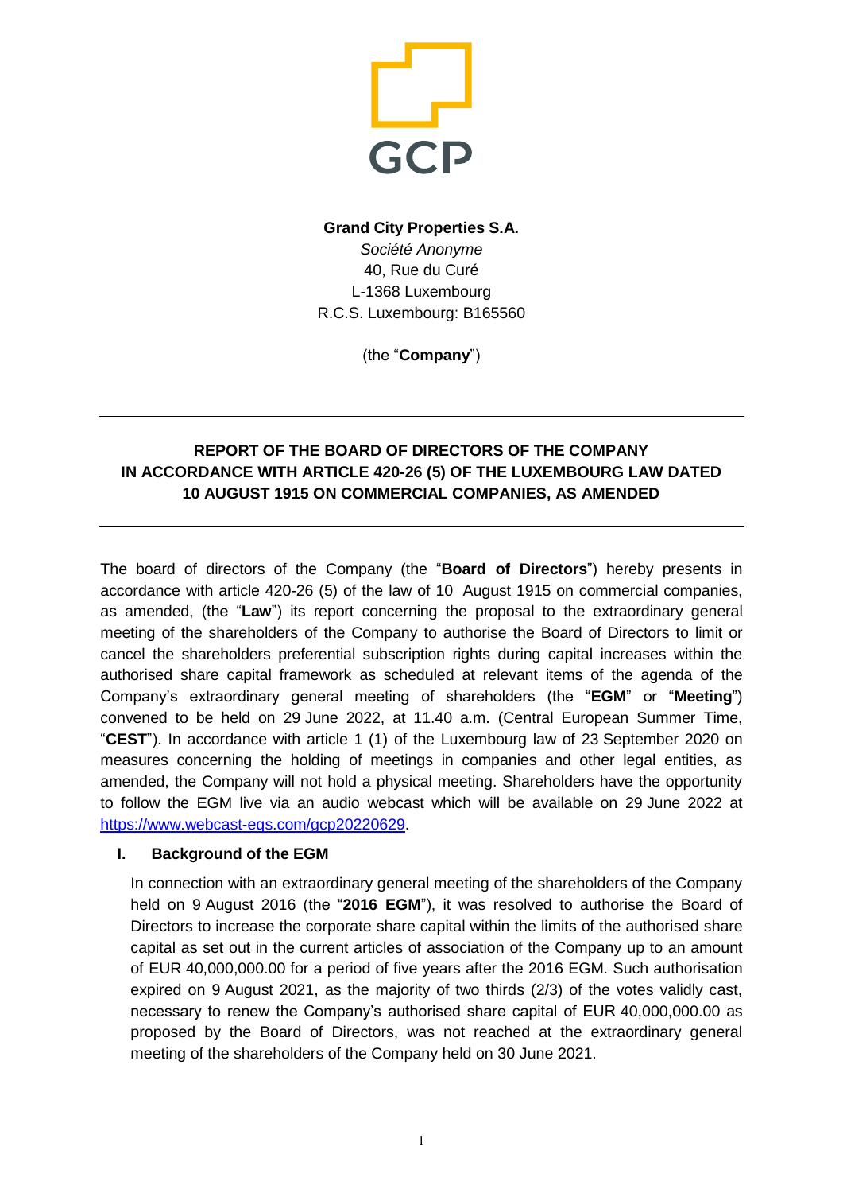GCP

**Grand City Properties S.A.**
*Société Anonyme*
40, Rue du Curé
L-1368 Luxembourg
R.C.S. Luxembourg: B165560

(the "**Company**")

---

## REPORT OF THE BOARD OF DIRECTORS OF THE COMPANY IN ACCORDANCE WITH ARTICLE 420-26 (5) OF THE LUXEMBOURG LAW DATED 10 AUGUST 1915 ON COMMERCIAL COMPANIES, AS AMENDED

---

The board of directors of the Company (the "**Board of Directors**") hereby presents in accordance with article 420-26 (5) of the law of 10 August 1915 on commercial companies, as amended, (the "**Law**") its report concerning the proposal to the extraordinary general meeting of the shareholders of the Company to authorise the Board of Directors to limit or cancel the shareholders preferential subscription rights during capital increases within the authorised share capital framework as scheduled at relevant items of the agenda of the Company's extraordinary general meeting of shareholders (the "**EGM**" or "**Meeting**") convened to be held on 29 June 2022, at 11.40 a.m. (Central European Summer Time, "**CEST**"). In accordance with article 1 (1) of the Luxembourg law of 23 September 2020 on measures concerning the holding of meetings in companies and other legal entities, as amended, the Company will not hold a physical meeting. Shareholders have the opportunity to follow the EGM live via an audio webcast which will be available on 29 June 2022 at https://www.webcast-eqs.com/gcp20220629.

### I. Background of the EGM

In connection with an extraordinary general meeting of the shareholders of the Company held on 9 August 2016 (the "**2016 EGM**"), it was resolved to authorise the Board of Directors to increase the corporate share capital within the limits of the authorised share capital as set out in the current articles of association of the Company up to an amount of EUR 40,000,000.00 for a period of five years after the 2016 EGM. Such authorisation expired on 9 August 2021, as the majority of two thirds (2/3) of the votes validly cast, necessary to renew the Company's authorised share capital of EUR 40,000,000.00 as proposed by the Board of Directors, was not reached at the extraordinary general meeting of the shareholders of the Company held on 30 June 2021.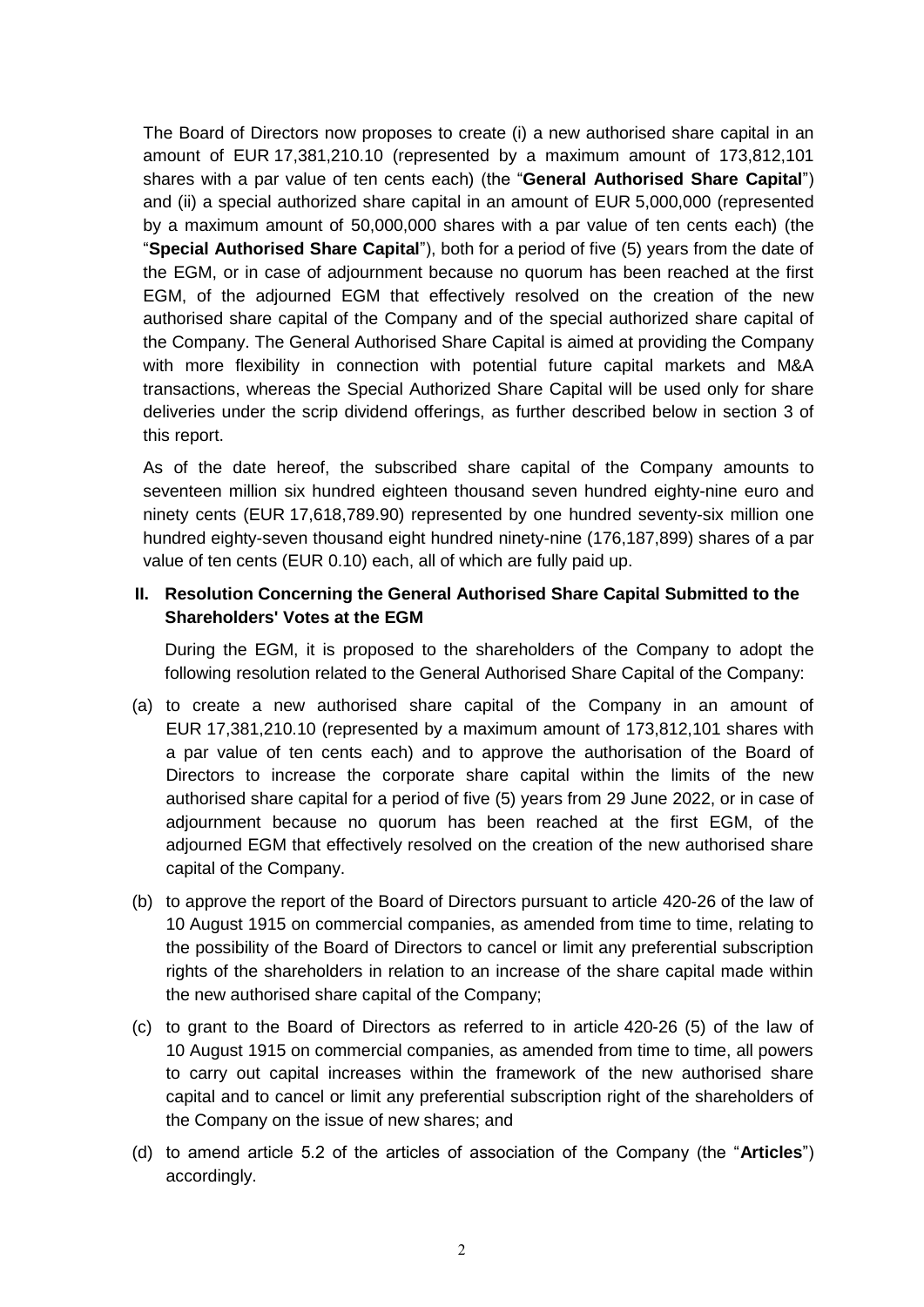The Board of Directors now proposes to create (i) a new authorised share capital in an amount of EUR 17,381,210.10 (represented by a maximum amount of 173,812,101 shares with a par value of ten cents each) (the "**General Authorised Share Capital**") and (ii) a special authorized share capital in an amount of EUR 5,000,000 (represented by a maximum amount of 50,000,000 shares with a par value of ten cents each) (the "**Special Authorised Share Capital**"), both for a period of five (5) years from the date of the EGM, or in case of adjournment because no quorum has been reached at the first EGM, of the adjourned EGM that effectively resolved on the creation of the new authorised share capital of the Company and of the special authorized share capital of the Company. The General Authorised Share Capital is aimed at providing the Company with more flexibility in connection with potential future capital markets and M&A transactions, whereas the Special Authorized Share Capital will be used only for share deliveries under the scrip dividend offerings, as further described below in section 3 of this report.

As of the date hereof, the subscribed share capital of the Company amounts to seventeen million six hundred eighteen thousand seven hundred eighty-nine euro and ninety cents (EUR 17,618,789.90) represented by one hundred seventy-six million one hundred eighty-seven thousand eight hundred ninety-nine (176,187,899) shares of a par value of ten cents (EUR 0.10) each, all of which are fully paid up.

## II. Resolution Concerning the General Authorised Share Capital Submitted to the Shareholders' Votes at the EGM

During the EGM, it is proposed to the shareholders of the Company to adopt the following resolution related to the General Authorised Share Capital of the Company:

(a) to create a new authorised share capital of the Company in an amount of EUR 17,381,210.10 (represented by a maximum amount of 173,812,101 shares with a par value of ten cents each) and to approve the authorisation of the Board of Directors to increase the corporate share capital within the limits of the new authorised share capital for a period of five (5) years from 29 June 2022, or in case of adjournment because no quorum has been reached at the first EGM, of the adjourned EGM that effectively resolved on the creation of the new authorised share capital of the Company.

(b) to approve the report of the Board of Directors pursuant to article 420-26 of the law of 10 August 1915 on commercial companies, as amended from time to time, relating to the possibility of the Board of Directors to cancel or limit any preferential subscription rights of the shareholders in relation to an increase of the share capital made within the new authorised share capital of the Company;

(c) to grant to the Board of Directors as referred to in article 420-26 (5) of the law of 10 August 1915 on commercial companies, as amended from time to time, all powers to carry out capital increases within the framework of the new authorised share capital and to cancel or limit any preferential subscription right of the shareholders of the Company on the issue of new shares; and

(d) to amend article 5.2 of the articles of association of the Company (the "**Articles**") accordingly.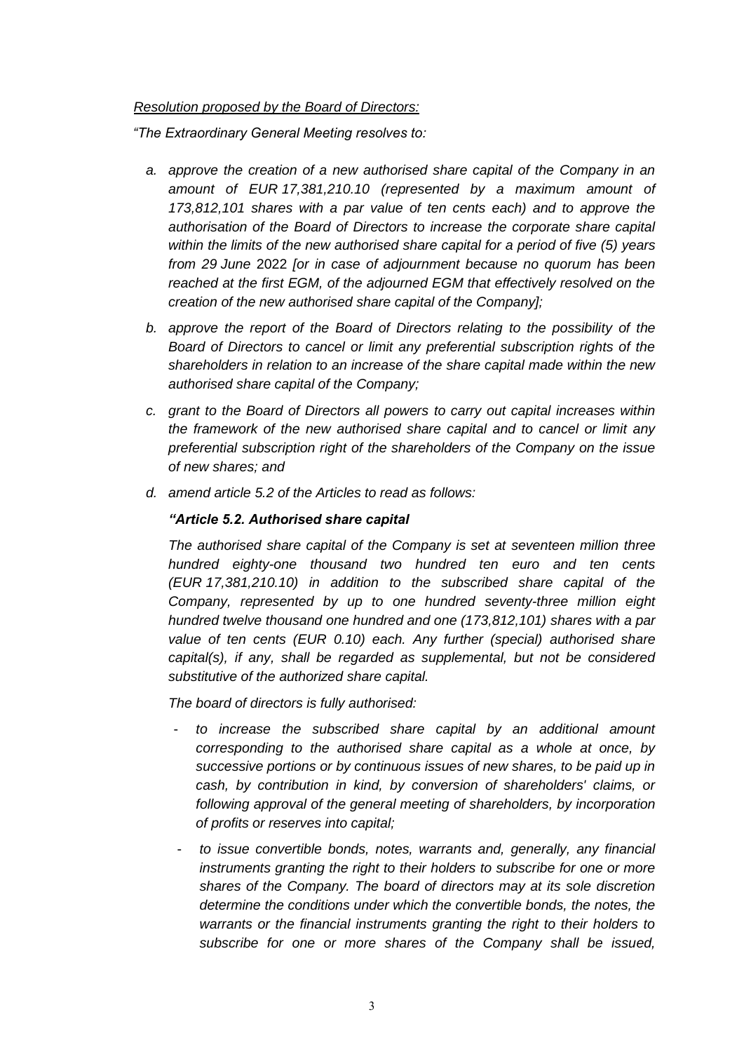_Resolution proposed by the Board of Directors:_

*"The Extraordinary General Meeting resolves to:*

a. *approve the creation of a new authorised share capital of the Company in an amount of EUR 17,381,210.10 (represented by a maximum amount of 173,812,101 shares with a par value of ten cents each) and to approve the authorisation of the Board of Directors to increase the corporate share capital within the limits of the new authorised share capital for a period of five (5) years from 29 June* 2022 *[or in case of adjournment because no quorum has been reached at the first EGM, of the adjourned EGM that effectively resolved on the creation of the new authorised share capital of the Company];*

b. *approve the report of the Board of Directors relating to the possibility of the Board of Directors to cancel or limit any preferential subscription rights of the shareholders in relation to an increase of the share capital made within the new authorised share capital of the Company;*

c. *grant to the Board of Directors all powers to carry out capital increases within the framework of the new authorised share capital and to cancel or limit any preferential subscription right of the shareholders of the Company on the issue of new shares; and*

d. *amend article 5.2 of the Articles to read as follows:*

***"Article 5.2. Authorised share capital***

*The authorised share capital of the Company is set at seventeen million three hundred eighty-one thousand two hundred ten euro and ten cents (EUR 17,381,210.10) in addition to the subscribed share capital of the Company, represented by up to one hundred seventy-three million eight hundred twelve thousand one hundred and one (173,812,101) shares with a par value of ten cents (EUR 0.10) each. Any further (special) authorised share capital(s), if any, shall be regarded as supplemental, but not be considered substitutive of the authorized share capital.*

*The board of directors is fully authorised:*

- *to increase the subscribed share capital by an additional amount corresponding to the authorised share capital as a whole at once, by successive portions or by continuous issues of new shares, to be paid up in cash, by contribution in kind, by conversion of shareholders' claims, or following approval of the general meeting of shareholders, by incorporation of profits or reserves into capital;*
- *to issue convertible bonds, notes, warrants and, generally, any financial instruments granting the right to their holders to subscribe for one or more shares of the Company. The board of directors may at its sole discretion determine the conditions under which the convertible bonds, the notes, the warrants or the financial instruments granting the right to their holders to subscribe for one or more shares of the Company shall be issued,*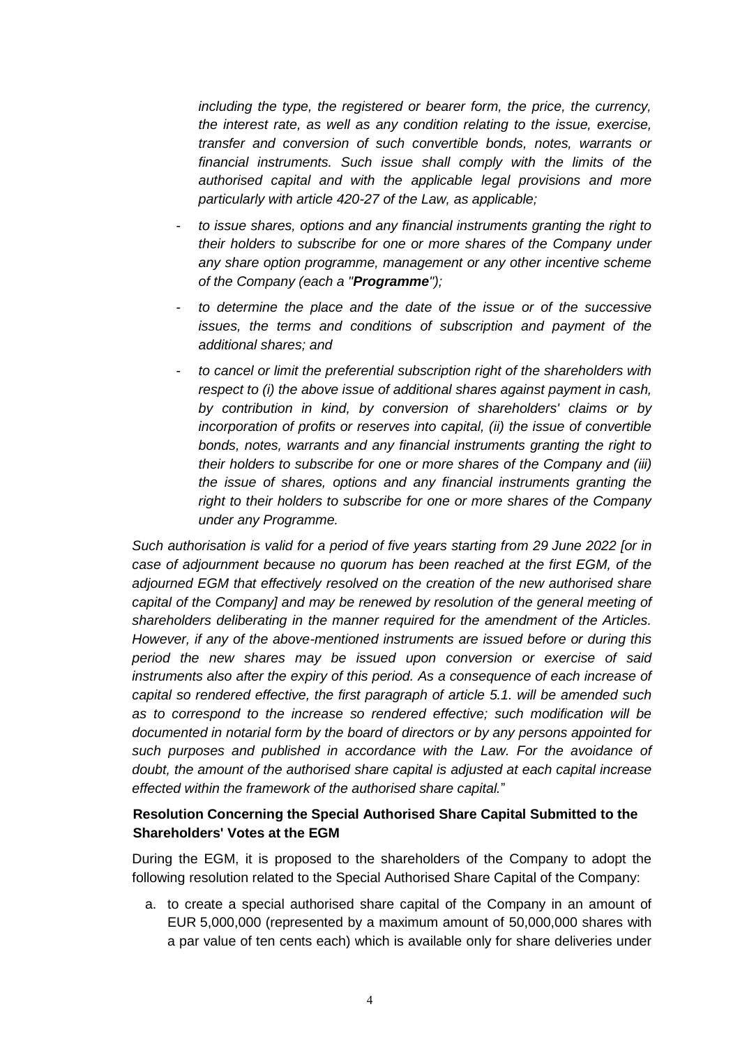*including the type, the registered or bearer form, the price, the currency, the interest rate, as well as any condition relating to the issue, exercise, transfer and conversion of such convertible bonds, notes, warrants or financial instruments. Such issue shall comply with the limits of the authorised capital and with the applicable legal provisions and more particularly with article 420-27 of the Law, as applicable;*

- *to issue shares, options and any financial instruments granting the right to their holders to subscribe for one or more shares of the Company under any share option programme, management or any other incentive scheme of the Company (each a "**Programme**");*
- *to determine the place and the date of the issue or of the successive issues, the terms and conditions of subscription and payment of the additional shares; and*
- *to cancel or limit the preferential subscription right of the shareholders with respect to (i) the above issue of additional shares against payment in cash, by contribution in kind, by conversion of shareholders' claims or by incorporation of profits or reserves into capital, (ii) the issue of convertible bonds, notes, warrants and any financial instruments granting the right to their holders to subscribe for one or more shares of the Company and (iii) the issue of shares, options and any financial instruments granting the right to their holders to subscribe for one or more shares of the Company under any Programme.*

*Such authorisation is valid for a period of five years starting from 29 June 2022 [or in case of adjournment because no quorum has been reached at the first EGM, of the adjourned EGM that effectively resolved on the creation of the new authorised share capital of the Company] and may be renewed by resolution of the general meeting of shareholders deliberating in the manner required for the amendment of the Articles. However, if any of the above-mentioned instruments are issued before or during this period the new shares may be issued upon conversion or exercise of said instruments also after the expiry of this period. As a consequence of each increase of capital so rendered effective, the first paragraph of article 5.1. will be amended such as to correspond to the increase so rendered effective; such modification will be documented in notarial form by the board of directors or by any persons appointed for such purposes and published in accordance with the Law. For the avoidance of doubt, the amount of the authorised share capital is adjusted at each capital increase effected within the framework of the authorised share capital.*"

**Resolution Concerning the Special Authorised Share Capital Submitted to the Shareholders' Votes at the EGM**

During the EGM, it is proposed to the shareholders of the Company to adopt the following resolution related to the Special Authorised Share Capital of the Company:

a. to create a special authorised share capital of the Company in an amount of EUR 5,000,000 (represented by a maximum amount of 50,000,000 shares with a par value of ten cents each) which is available only for share deliveries under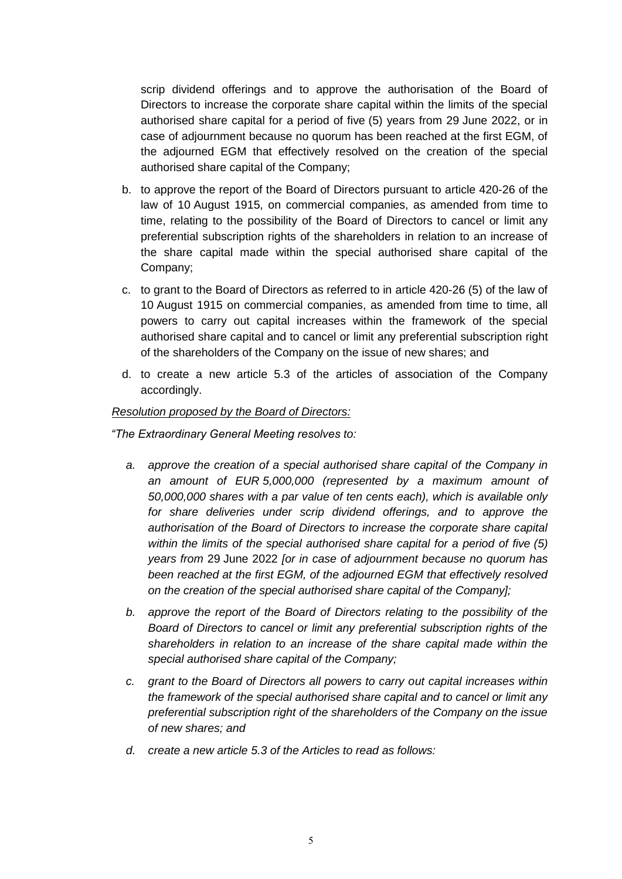scrip dividend offerings and to approve the authorisation of the Board of Directors to increase the corporate share capital within the limits of the special authorised share capital for a period of five (5) years from 29 June 2022, or in case of adjournment because no quorum has been reached at the first EGM, of the adjourned EGM that effectively resolved on the creation of the special authorised share capital of the Company;

b. to approve the report of the Board of Directors pursuant to article 420-26 of the law of 10 August 1915, on commercial companies, as amended from time to time, relating to the possibility of the Board of Directors to cancel or limit any preferential subscription rights of the shareholders in relation to an increase of the share capital made within the special authorised share capital of the Company;

c. to grant to the Board of Directors as referred to in article 420-26 (5) of the law of 10 August 1915 on commercial companies, as amended from time to time, all powers to carry out capital increases within the framework of the special authorised share capital and to cancel or limit any preferential subscription right of the shareholders of the Company on the issue of new shares; and

d. to create a new article 5.3 of the articles of association of the Company accordingly.

<u>*Resolution proposed by the Board of Directors:*</u>

*"The Extraordinary General Meeting resolves to:*

*a. approve the creation of a special authorised share capital of the Company in an amount of EUR 5,000,000 (represented by a maximum amount of 50,000,000 shares with a par value of ten cents each), which is available only for share deliveries under scrip dividend offerings, and to approve the authorisation of the Board of Directors to increase the corporate share capital within the limits of the special authorised share capital for a period of five (5) years from* 29 June 2022 *[or in case of adjournment because no quorum has been reached at the first EGM, of the adjourned EGM that effectively resolved on the creation of the special authorised share capital of the Company];*

*b. approve the report of the Board of Directors relating to the possibility of the Board of Directors to cancel or limit any preferential subscription rights of the shareholders in relation to an increase of the share capital made within the special authorised share capital of the Company;*

*c. grant to the Board of Directors all powers to carry out capital increases within the framework of the special authorised share capital and to cancel or limit any preferential subscription right of the shareholders of the Company on the issue of new shares; and*

*d. create a new article 5.3 of the Articles to read as follows:*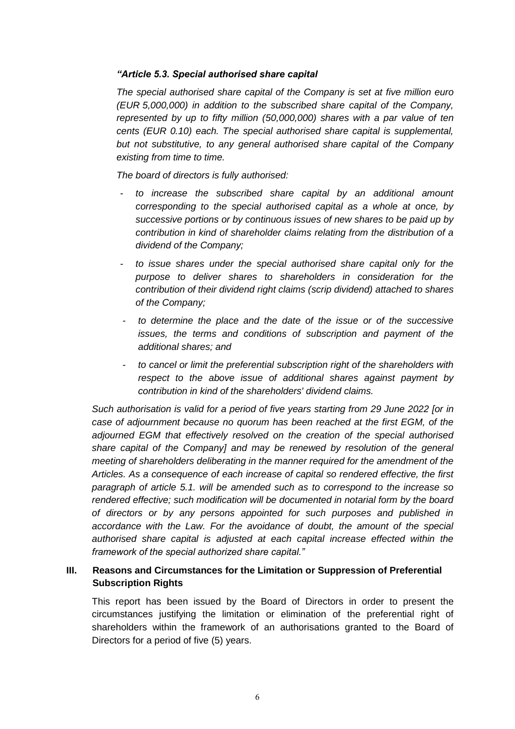*"Article 5.3. Special authorised share capital*

*The special authorised share capital of the Company is set at five million euro (EUR 5,000,000) in addition to the subscribed share capital of the Company, represented by up to fifty million (50,000,000) shares with a par value of ten cents (EUR 0.10) each. The special authorised share capital is supplemental, but not substitutive, to any general authorised share capital of the Company existing from time to time.*

*The board of directors is fully authorised:*

- *to increase the subscribed share capital by an additional amount corresponding to the special authorised capital as a whole at once, by successive portions or by continuous issues of new shares to be paid up by contribution in kind of shareholder claims relating from the distribution of a dividend of the Company;*
- *to issue shares under the special authorised share capital only for the purpose to deliver shares to shareholders in consideration for the contribution of their dividend right claims (scrip dividend) attached to shares of the Company;*
- *to determine the place and the date of the issue or of the successive issues, the terms and conditions of subscription and payment of the additional shares; and*
- *to cancel or limit the preferential subscription right of the shareholders with respect to the above issue of additional shares against payment by contribution in kind of the shareholders' dividend claims.*

*Such authorisation is valid for a period of five years starting from 29 June 2022 [or in case of adjournment because no quorum has been reached at the first EGM, of the adjourned EGM that effectively resolved on the creation of the special authorised share capital of the Company] and may be renewed by resolution of the general meeting of shareholders deliberating in the manner required for the amendment of the Articles. As a consequence of each increase of capital so rendered effective, the first paragraph of article 5.1. will be amended such as to correspond to the increase so rendered effective; such modification will be documented in notarial form by the board of directors or by any persons appointed for such purposes and published in accordance with the Law. For the avoidance of doubt, the amount of the special authorised share capital is adjusted at each capital increase effected within the framework of the special authorized share capital."*

## III. Reasons and Circumstances for the Limitation or Suppression of Preferential Subscription Rights

This report has been issued by the Board of Directors in order to present the circumstances justifying the limitation or elimination of the preferential right of shareholders within the framework of an authorisations granted to the Board of Directors for a period of five (5) years.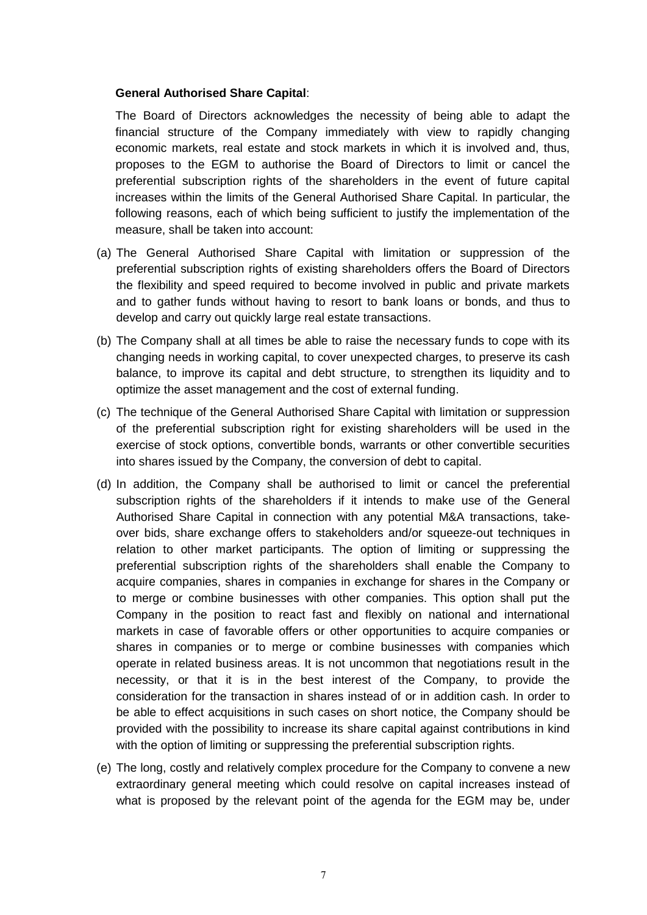**General Authorised Share Capital**:

The Board of Directors acknowledges the necessity of being able to adapt the financial structure of the Company immediately with view to rapidly changing economic markets, real estate and stock markets in which it is involved and, thus, proposes to the EGM to authorise the Board of Directors to limit or cancel the preferential subscription rights of the shareholders in the event of future capital increases within the limits of the General Authorised Share Capital. In particular, the following reasons, each of which being sufficient to justify the implementation of the measure, shall be taken into account:

(a) The General Authorised Share Capital with limitation or suppression of the preferential subscription rights of existing shareholders offers the Board of Directors the flexibility and speed required to become involved in public and private markets and to gather funds without having to resort to bank loans or bonds, and thus to develop and carry out quickly large real estate transactions.

(b) The Company shall at all times be able to raise the necessary funds to cope with its changing needs in working capital, to cover unexpected charges, to preserve its cash balance, to improve its capital and debt structure, to strengthen its liquidity and to optimize the asset management and the cost of external funding.

(c) The technique of the General Authorised Share Capital with limitation or suppression of the preferential subscription right for existing shareholders will be used in the exercise of stock options, convertible bonds, warrants or other convertible securities into shares issued by the Company, the conversion of debt to capital.

(d) In addition, the Company shall be authorised to limit or cancel the preferential subscription rights of the shareholders if it intends to make use of the General Authorised Share Capital in connection with any potential M&A transactions, take-over bids, share exchange offers to stakeholders and/or squeeze-out techniques in relation to other market participants. The option of limiting or suppressing the preferential subscription rights of the shareholders shall enable the Company to acquire companies, shares in companies in exchange for shares in the Company or to merge or combine businesses with other companies. This option shall put the Company in the position to react fast and flexibly on national and international markets in case of favorable offers or other opportunities to acquire companies or shares in companies or to merge or combine businesses with companies which operate in related business areas. It is not uncommon that negotiations result in the necessity, or that it is in the best interest of the Company, to provide the consideration for the transaction in shares instead of or in addition cash. In order to be able to effect acquisitions in such cases on short notice, the Company should be provided with the possibility to increase its share capital against contributions in kind with the option of limiting or suppressing the preferential subscription rights.

(e) The long, costly and relatively complex procedure for the Company to convene a new extraordinary general meeting which could resolve on capital increases instead of what is proposed by the relevant point of the agenda for the EGM may be, under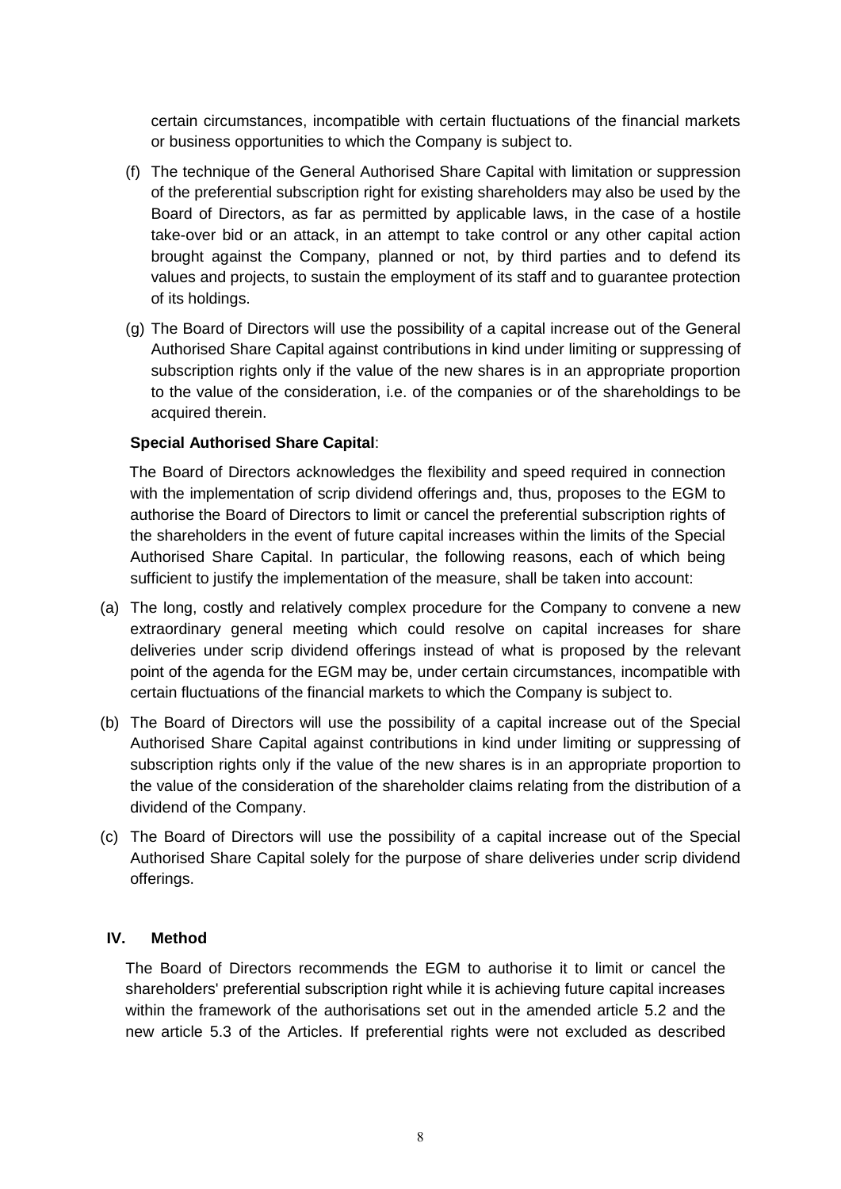certain circumstances, incompatible with certain fluctuations of the financial markets or business opportunities to which the Company is subject to.

(f) The technique of the General Authorised Share Capital with limitation or suppression of the preferential subscription right for existing shareholders may also be used by the Board of Directors, as far as permitted by applicable laws, in the case of a hostile take-over bid or an attack, in an attempt to take control or any other capital action brought against the Company, planned or not, by third parties and to defend its values and projects, to sustain the employment of its staff and to guarantee protection of its holdings.

(g) The Board of Directors will use the possibility of a capital increase out of the General Authorised Share Capital against contributions in kind under limiting or suppressing of subscription rights only if the value of the new shares is in an appropriate proportion to the value of the consideration, i.e. of the companies or of the shareholdings to be acquired therein.

**Special Authorised Share Capital**:

The Board of Directors acknowledges the flexibility and speed required in connection with the implementation of scrip dividend offerings and, thus, proposes to the EGM to authorise the Board of Directors to limit or cancel the preferential subscription rights of the shareholders in the event of future capital increases within the limits of the Special Authorised Share Capital. In particular, the following reasons, each of which being sufficient to justify the implementation of the measure, shall be taken into account:

(a) The long, costly and relatively complex procedure for the Company to convene a new extraordinary general meeting which could resolve on capital increases for share deliveries under scrip dividend offerings instead of what is proposed by the relevant point of the agenda for the EGM may be, under certain circumstances, incompatible with certain fluctuations of the financial markets to which the Company is subject to.

(b) The Board of Directors will use the possibility of a capital increase out of the Special Authorised Share Capital against contributions in kind under limiting or suppressing of subscription rights only if the value of the new shares is in an appropriate proportion to the value of the consideration of the shareholder claims relating from the distribution of a dividend of the Company.

(c) The Board of Directors will use the possibility of a capital increase out of the Special Authorised Share Capital solely for the purpose of share deliveries under scrip dividend offerings.

## IV. Method

The Board of Directors recommends the EGM to authorise it to limit or cancel the shareholders' preferential subscription right while it is achieving future capital increases within the framework of the authorisations set out in the amended article 5.2 and the new article 5.3 of the Articles. If preferential rights were not excluded as described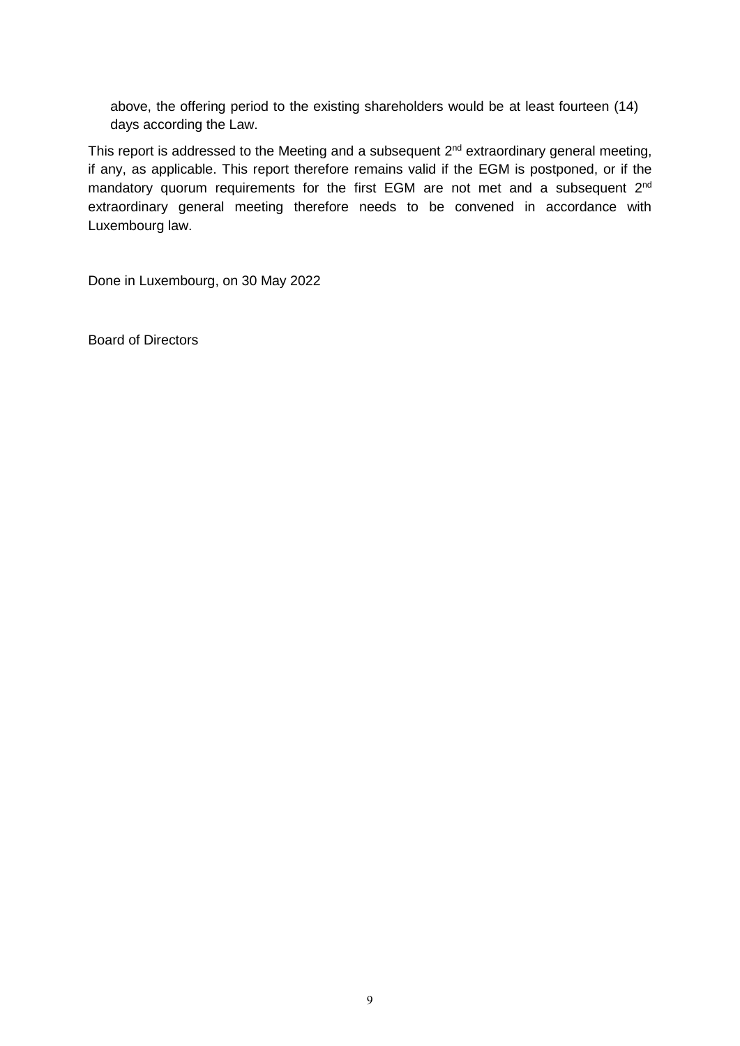above, the offering period to the existing shareholders would be at least fourteen (14) days according the Law.

This report is addressed to the Meeting and a subsequent 2nd extraordinary general meeting, if any, as applicable. This report therefore remains valid if the EGM is postponed, or if the mandatory quorum requirements for the first EGM are not met and a subsequent 2nd extraordinary general meeting therefore needs to be convened in accordance with Luxembourg law.

Done in Luxembourg, on 30 May 2022

Board of Directors